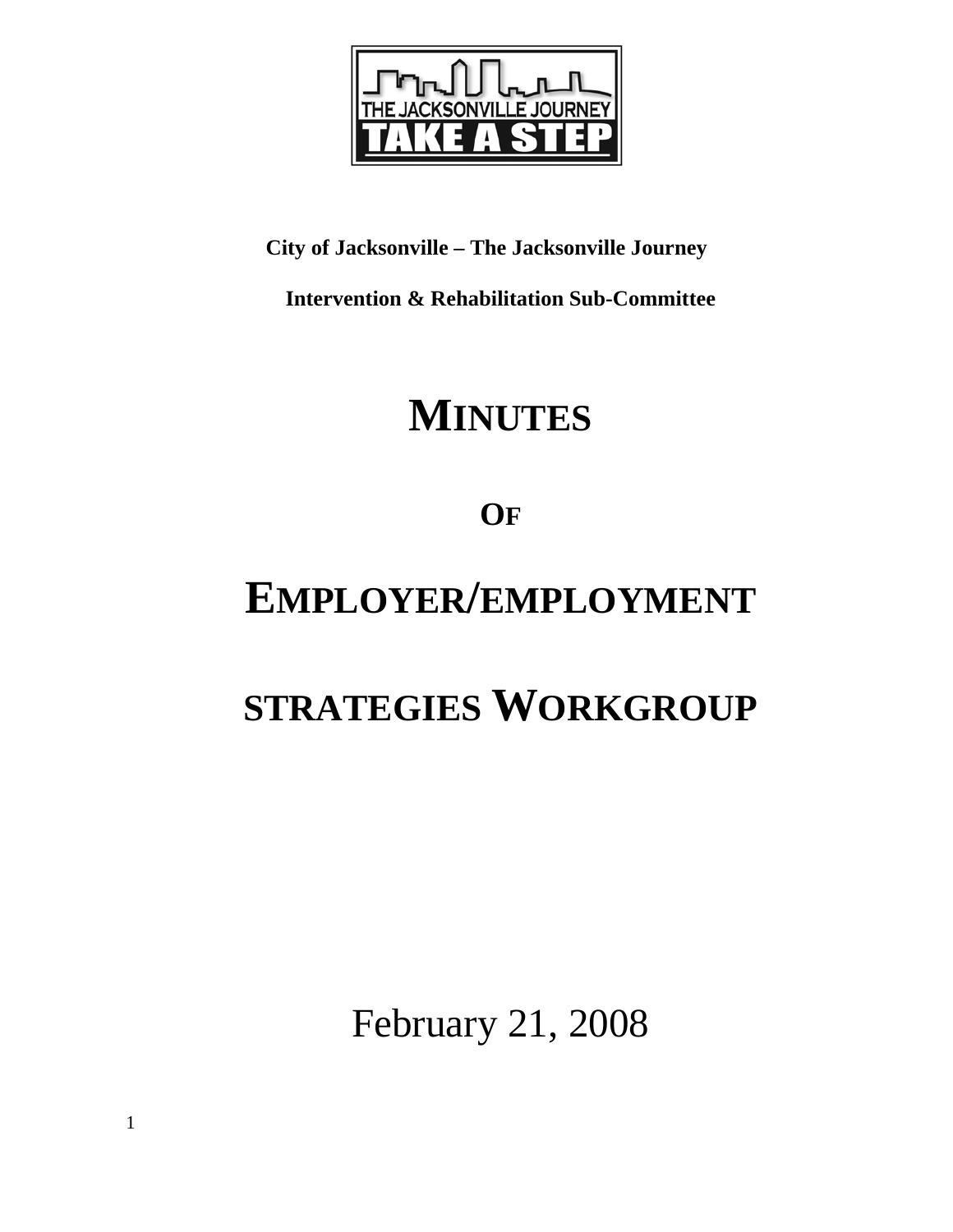**City of Jacksonville – The Jacksonville Journey**

**Intervention & Rehabilitation Sub-Committee**

# MINUTES

# OF

# EMPLOYER/EMPLOYMENT STRATEGIES WORKGROUP

February 21, 2008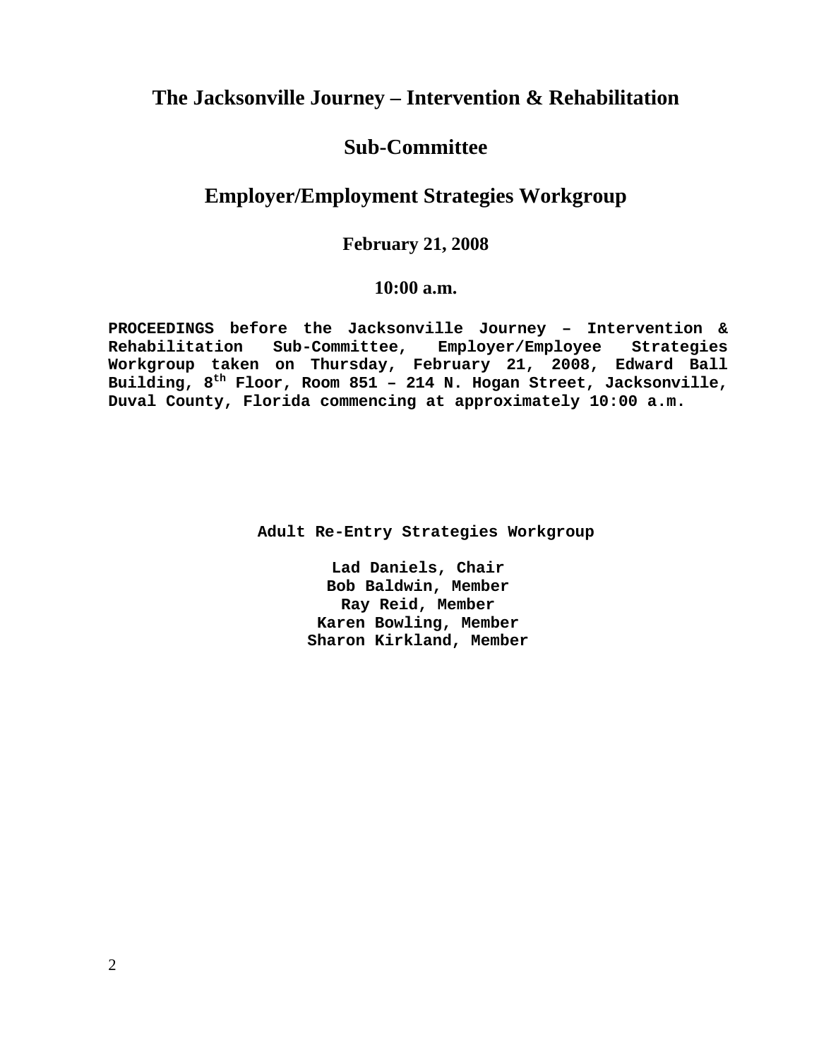# The Jacksonville Journey – Intervention & Rehabilitation

# Sub-Committee

## Employer/Employment Strategies Workgroup

### February 21, 2008

### 10:00 a.m.

**PROCEEDINGS before the Jacksonville Journey – Intervention & Rehabilitation Sub-Committee, Employer/Employee Strategies Workgroup taken on Thursday, February 21, 2008, Edward Ball Building, 8th Floor, Room 851 – 214 N. Hogan Street, Jacksonville, Duval County, Florida commencing at approximately 10:00 a.m.**

**Adult Re-Entry Strategies Workgroup**

**Lad Daniels, Chair**
**Bob Baldwin, Member**
**Ray Reid, Member**
**Karen Bowling, Member**
**Sharon Kirkland, Member**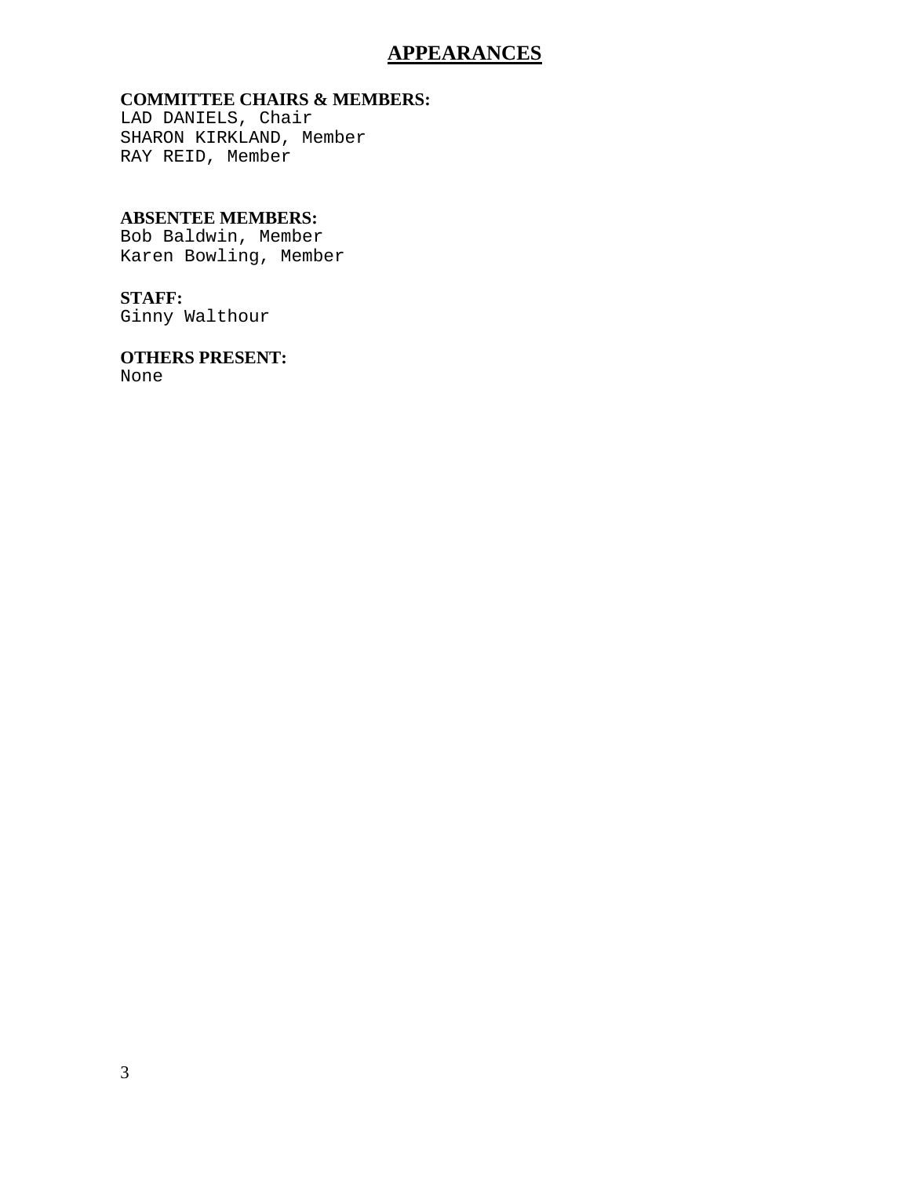# APPEARANCES

**COMMITTEE CHAIRS & MEMBERS:**
LAD DANIELS, Chair
SHARON KIRKLAND, Member
RAY REID, Member

**ABSENTEE MEMBERS:**
Bob Baldwin, Member
Karen Bowling, Member

**STAFF:**
Ginny Walthour

**OTHERS PRESENT:**
None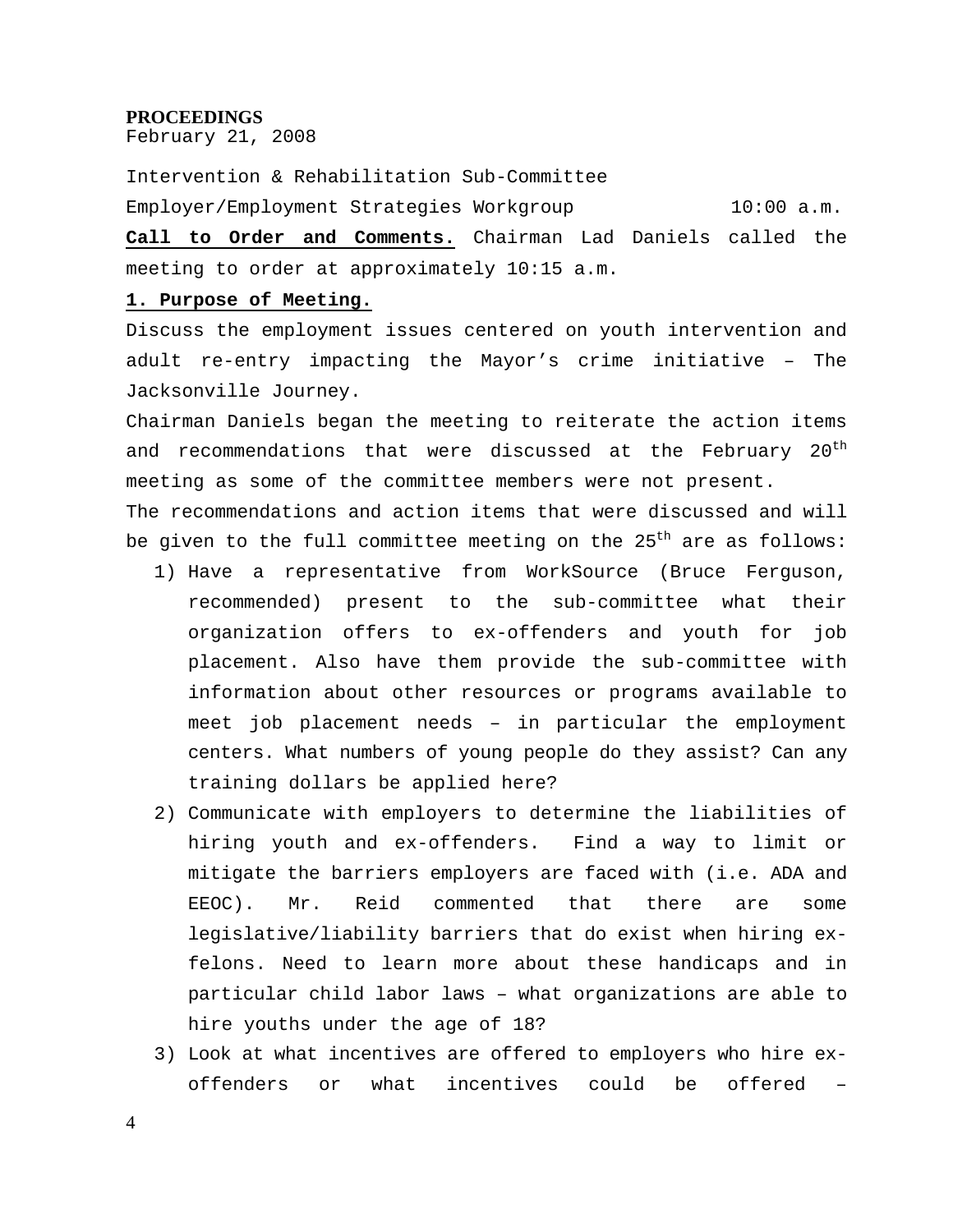**PROCEEDINGS**
February 21, 2008

Intervention & Rehabilitation Sub-Committee

Employer/Employment Strategies Workgroup 10:00 a.m.

**Call to Order and Comments.** Chairman Lad Daniels called the meeting to order at approximately 10:15 a.m.

**1. Purpose of Meeting.**

Discuss the employment issues centered on youth intervention and adult re-entry impacting the Mayor's crime initiative – The Jacksonville Journey.

Chairman Daniels began the meeting to reiterate the action items and recommendations that were discussed at the February 20th meeting as some of the committee members were not present.

The recommendations and action items that were discussed and will be given to the full committee meeting on the 25th are as follows:

1) Have a representative from WorkSource (Bruce Ferguson, recommended) present to the sub-committee what their organization offers to ex-offenders and youth for job placement. Also have them provide the sub-committee with information about other resources or programs available to meet job placement needs – in particular the employment centers. What numbers of young people do they assist? Can any training dollars be applied here?
2) Communicate with employers to determine the liabilities of hiring youth and ex-offenders. Find a way to limit or mitigate the barriers employers are faced with (i.e. ADA and EEOC). Mr. Reid commented that there are some legislative/liability barriers that do exist when hiring ex-felons. Need to learn more about these handicaps and in particular child labor laws – what organizations are able to hire youths under the age of 18?
3) Look at what incentives are offered to employers who hire ex-offenders or what incentives could be offered –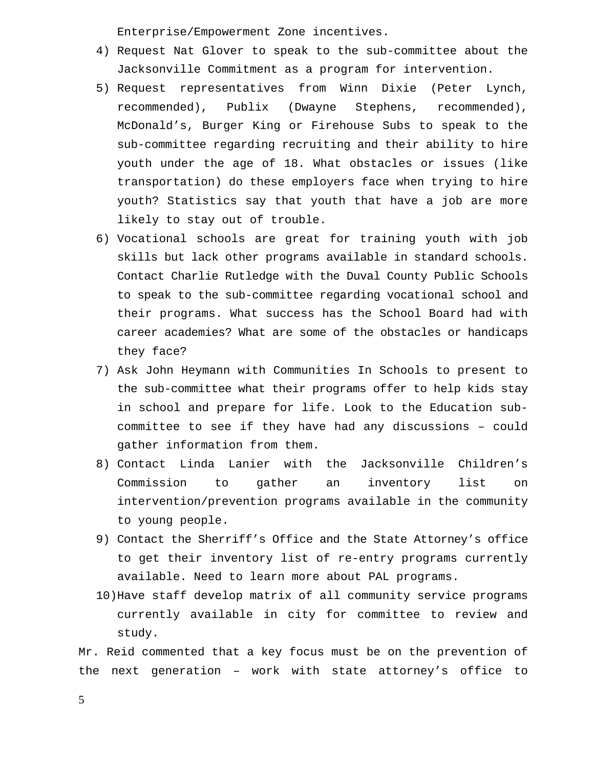Enterprise/Empowerment Zone incentives.

4) Request Nat Glover to speak to the sub-committee about the Jacksonville Commitment as a program for intervention.
5) Request representatives from Winn Dixie (Peter Lynch, recommended), Publix (Dwayne Stephens, recommended), McDonald’s, Burger King or Firehouse Subs to speak to the sub-committee regarding recruiting and their ability to hire youth under the age of 18. What obstacles or issues (like transportation) do these employers face when trying to hire youth? Statistics say that youth that have a job are more likely to stay out of trouble.
6) Vocational schools are great for training youth with job skills but lack other programs available in standard schools. Contact Charlie Rutledge with the Duval County Public Schools to speak to the sub-committee regarding vocational school and their programs. What success has the School Board had with career academies? What are some of the obstacles or handicaps they face?
7) Ask John Heymann with Communities In Schools to present to the sub-committee what their programs offer to help kids stay in school and prepare for life. Look to the Education sub-committee to see if they have had any discussions – could gather information from them.
8) Contact Linda Lanier with the Jacksonville Children’s Commission to gather an inventory list on intervention/prevention programs available in the community to young people.
9) Contact the Sherriff’s Office and the State Attorney’s office to get their inventory list of re-entry programs currently available. Need to learn more about PAL programs.
10) Have staff develop matrix of all community service programs currently available in city for committee to review and study.

Mr. Reid commented that a key focus must be on the prevention of the next generation – work with state attorney’s office to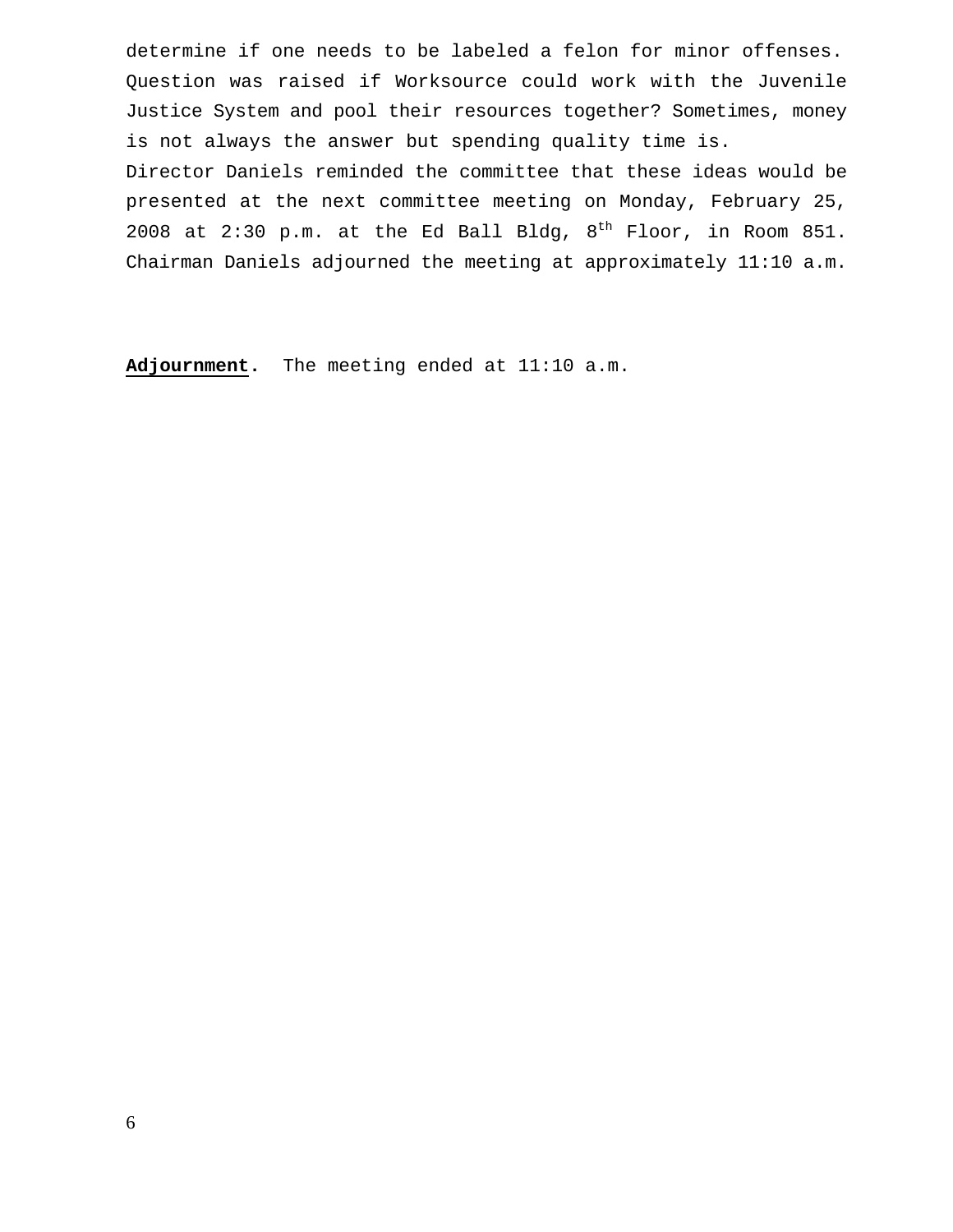determine if one needs to be labeled a felon for minor offenses. Question was raised if Worksource could work with the Juvenile Justice System and pool their resources together? Sometimes, money is not always the answer but spending quality time is.

Director Daniels reminded the committee that these ideas would be presented at the next committee meeting on Monday, February 25, 2008 at 2:30 p.m. at the Ed Ball Bldg, 8th Floor, in Room 851. Chairman Daniels adjourned the meeting at approximately 11:10 a.m.

**Adjournment.** The meeting ended at 11:10 a.m.